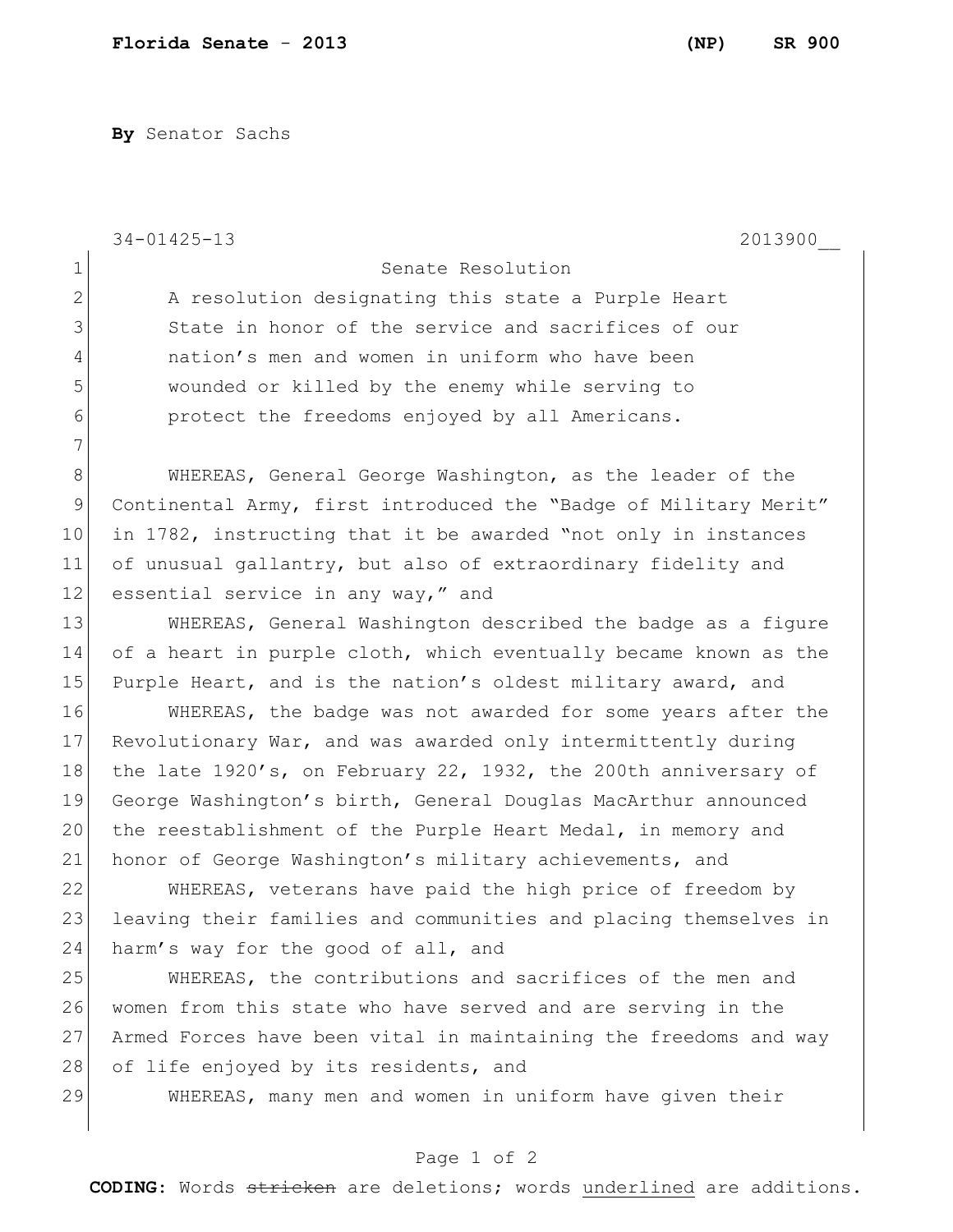**Florida Senate - 2013 (NP) SR 900**

**By** Senator Sachs

34-01425-13 2013900__

Senate Resolution

A resolution designating this state a Purple Heart State in honor of the service and sacrifices of our nation's men and women in uniform who have been wounded or killed by the enemy while serving to protect the freedoms enjoyed by all Americans.

WHEREAS, General George Washington, as the leader of the Continental Army, first introduced the "Badge of Military Merit" in 1782, instructing that it be awarded "not only in instances of unusual gallantry, but also of extraordinary fidelity and essential service in any way," and

WHEREAS, General Washington described the badge as a figure of a heart in purple cloth, which eventually became known as the Purple Heart, and is the nation's oldest military award, and

WHEREAS, the badge was not awarded for some years after the Revolutionary War, and was awarded only intermittently during the late 1920's, on February 22, 1932, the 200th anniversary of George Washington's birth, General Douglas MacArthur announced the reestablishment of the Purple Heart Medal, in memory and honor of George Washington's military achievements, and

WHEREAS, veterans have paid the high price of freedom by leaving their families and communities and placing themselves in harm's way for the good of all, and

WHEREAS, the contributions and sacrifices of the men and women from this state who have served and are serving in the Armed Forces have been vital in maintaining the freedoms and way of life enjoyed by its residents, and

WHEREAS, many men and women in uniform have given their

**CODING:** Words ~~stricken~~ are deletions; words <u>underlined</u> are additions.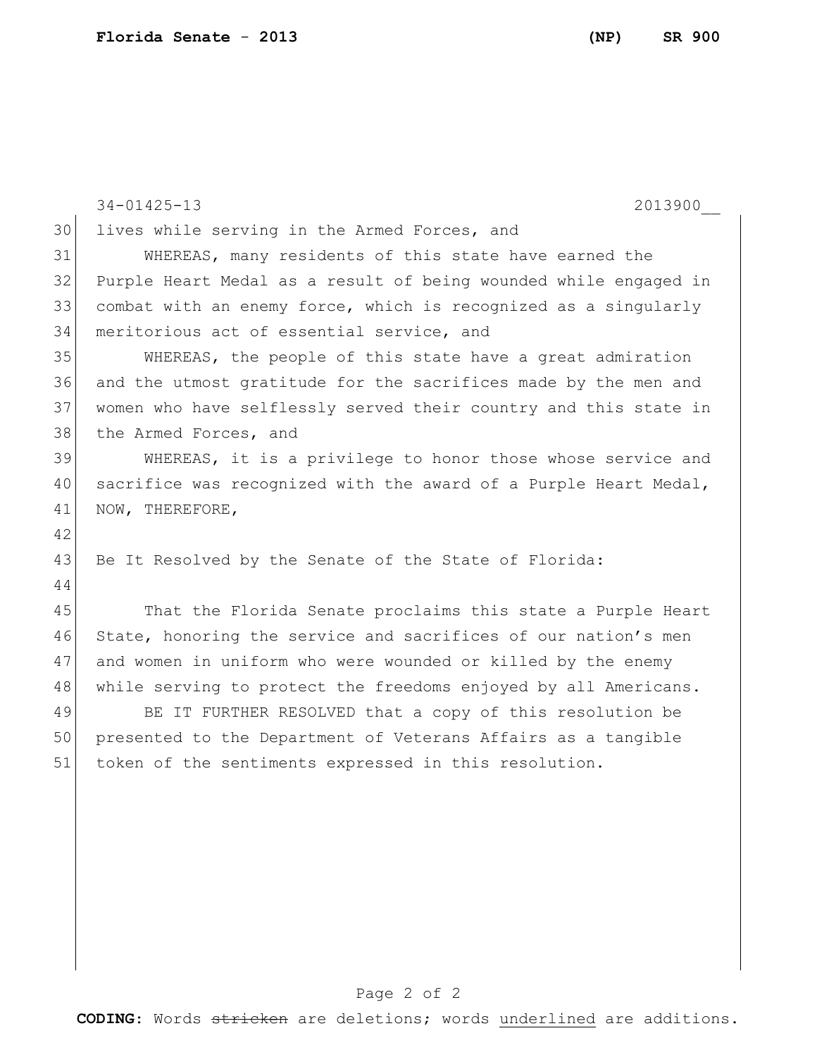lives while serving in the Armed Forces, and

WHEREAS, many residents of this state have earned the Purple Heart Medal as a result of being wounded while engaged in combat with an enemy force, which is recognized as a singularly meritorious act of essential service, and

WHEREAS, the people of this state have a great admiration and the utmost gratitude for the sacrifices made by the men and women who have selflessly served their country and this state in the Armed Forces, and

WHEREAS, it is a privilege to honor those whose service and sacrifice was recognized with the award of a Purple Heart Medal, NOW, THEREFORE,

Be It Resolved by the Senate of the State of Florida:

That the Florida Senate proclaims this state a Purple Heart State, honoring the service and sacrifices of our nation's men and women in uniform who were wounded or killed by the enemy while serving to protect the freedoms enjoyed by all Americans.

BE IT FURTHER RESOLVED that a copy of this resolution be presented to the Department of Veterans Affairs as a tangible token of the sentiments expressed in this resolution.